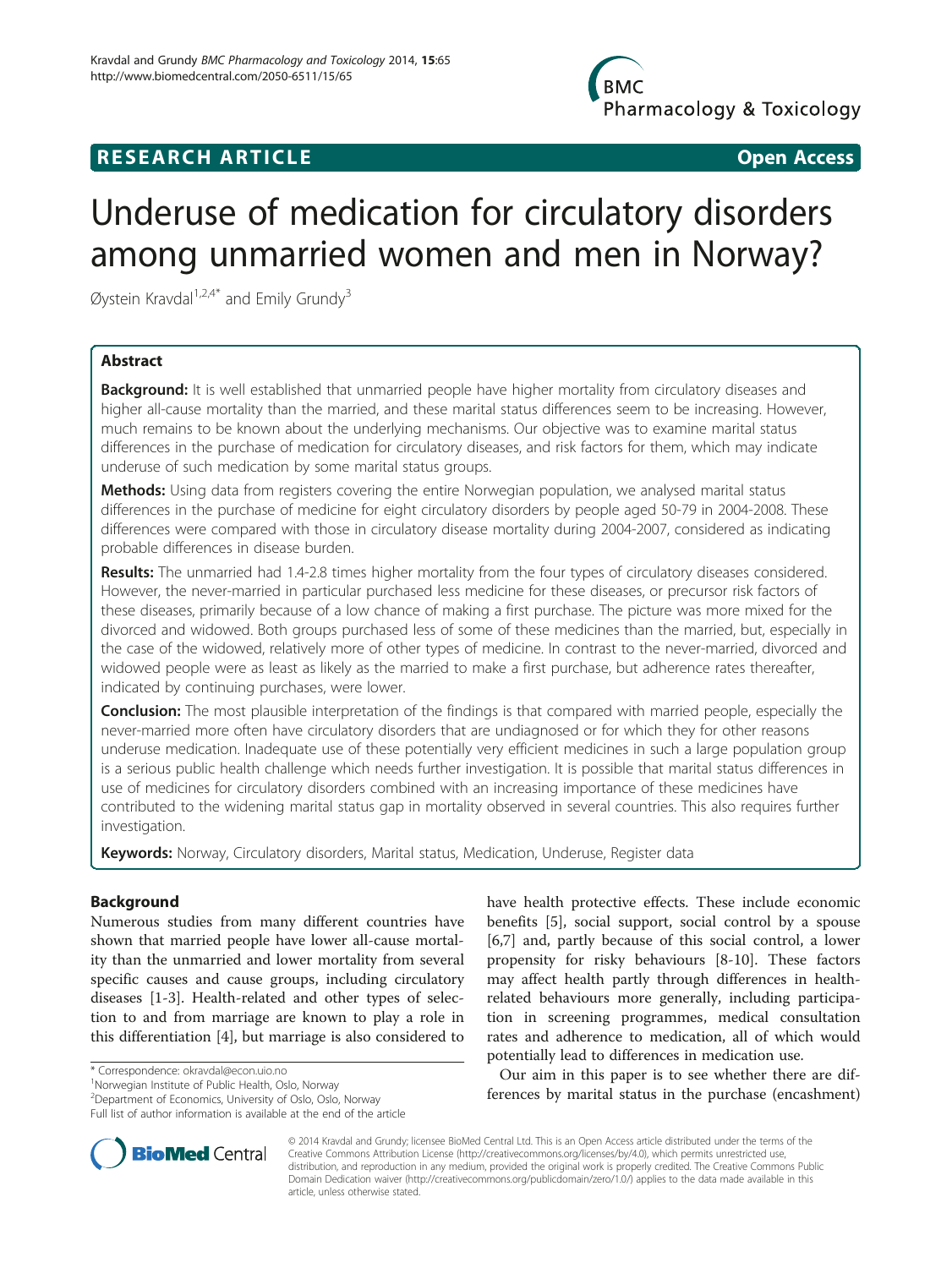## RESEARCH ARTICLE

Open Access

# Underuse of medication for circulatory disorders among unmarried women and men in Norway?

Øystein Kravdal[1,2,4*] and Emily Grundy[3]

## Abstract

**Background:** It is well established that unmarried people have higher mortality from circulatory diseases and higher all-cause mortality than the married, and these marital status differences seem to be increasing. However, much remains to be known about the underlying mechanisms. Our objective was to examine marital status differences in the purchase of medication for circulatory diseases, and risk factors for them, which may indicate underuse of such medication by some marital status groups.

**Methods:** Using data from registers covering the entire Norwegian population, we analysed marital status differences in the purchase of medicine for eight circulatory disorders by people aged 50-79 in 2004-2008. These differences were compared with those in circulatory disease mortality during 2004-2007, considered as indicating probable differences in disease burden.

**Results:** The unmarried had 1.4-2.8 times higher mortality from the four types of circulatory diseases considered. However, the never-married in particular purchased less medicine for these diseases, or precursor risk factors of these diseases, primarily because of a low chance of making a first purchase. The picture was more mixed for the divorced and widowed. Both groups purchased less of some of these medicines than the married, but, especially in the case of the widowed, relatively more of other types of medicine. In contrast to the never-married, divorced and widowed people were as least as likely as the married to make a first purchase, but adherence rates thereafter, indicated by continuing purchases, were lower.

**Conclusion:** The most plausible interpretation of the findings is that compared with married people, especially the never-married more often have circulatory disorders that are undiagnosed or for which they for other reasons underuse medication. Inadequate use of these potentially very efficient medicines in such a large population group is a serious public health challenge which needs further investigation. It is possible that marital status differences in use of medicines for circulatory disorders combined with an increasing importance of these medicines have contributed to the widening marital status gap in mortality observed in several countries. This also requires further investigation.

**Keywords:** Norway, Circulatory disorders, Marital status, Medication, Underuse, Register data

## Background

Numerous studies from many different countries have shown that married people have lower all-cause mortality than the unmarried and lower mortality from several specific causes and cause groups, including circulatory diseases [1-3]. Health-related and other types of selection to and from marriage are known to play a role in this differentiation [4], but marriage is also considered to have health protective effects. These include economic benefits [5], social support, social control by a spouse [6,7] and, partly because of this social control, a lower propensity for risky behaviours [8-10]. These factors may affect health partly through differences in health-related behaviours more generally, including participation in screening programmes, medical consultation rates and adherence to medication, all of which would potentially lead to differences in medication use.

Our aim in this paper is to see whether there are differences by marital status in the purchase (encashment)

\* Correspondence: okravdal@econ.uio.no
[1]Norwegian Institute of Public Health, Oslo, Norway
[2]Department of Economics, University of Oslo, Oslo, Norway
Full list of author information is available at the end of the article

© 2014 Kravdal and Grundy; licensee BioMed Central Ltd. This is an Open Access article distributed under the terms of the Creative Commons Attribution License (http://creativecommons.org/licenses/by/4.0), which permits unrestricted use, distribution, and reproduction in any medium, provided the original work is properly credited. The Creative Commons Public Domain Dedication waiver (http://creativecommons.org/publicdomain/zero/1.0/) applies to the data made available in this article, unless otherwise stated.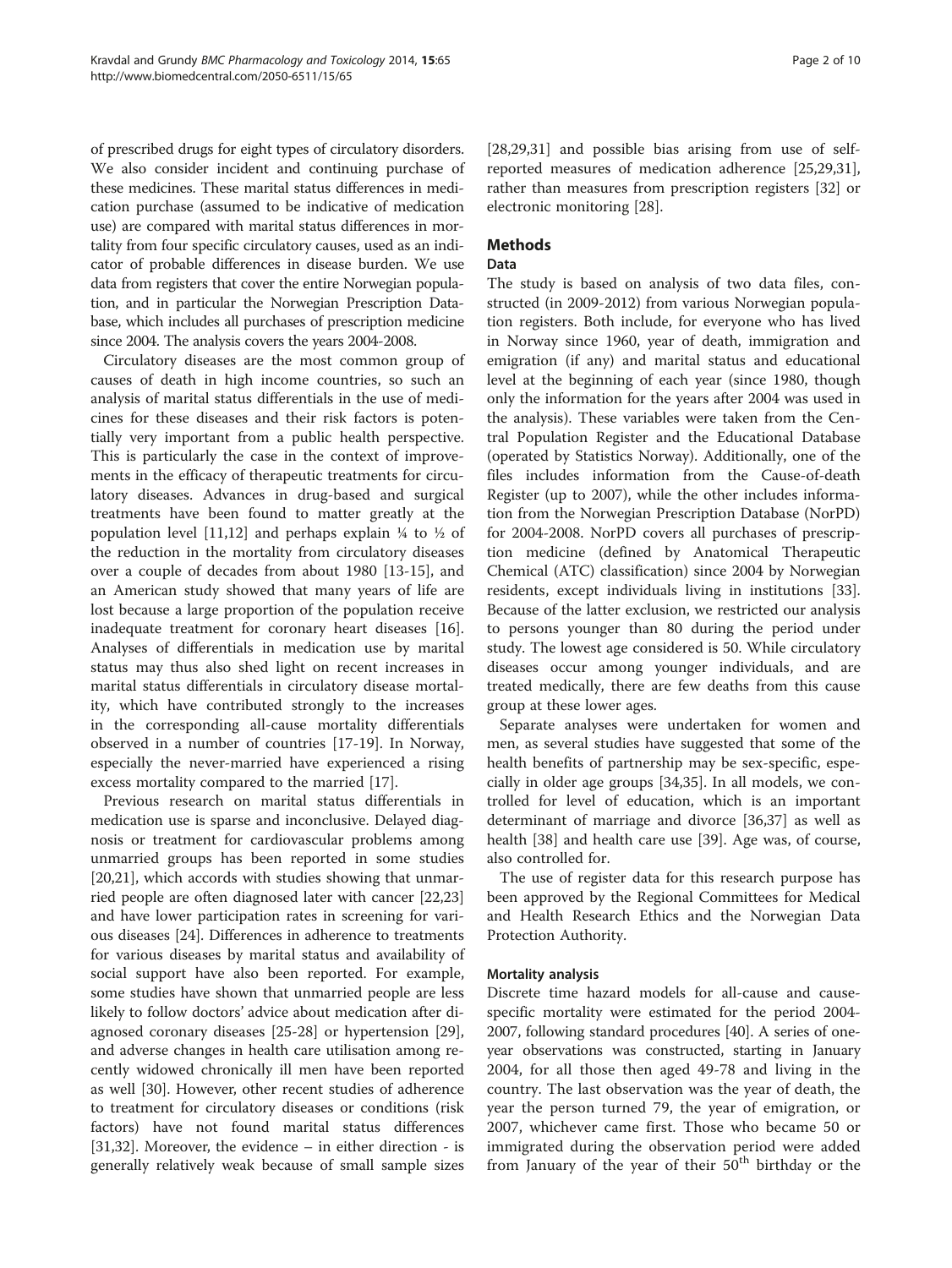of prescribed drugs for eight types of circulatory disorders. We also consider incident and continuing purchase of these medicines. These marital status differences in medication purchase (assumed to be indicative of medication use) are compared with marital status differences in mortality from four specific circulatory causes, used as an indicator of probable differences in disease burden. We use data from registers that cover the entire Norwegian population, and in particular the Norwegian Prescription Database, which includes all purchases of prescription medicine since 2004. The analysis covers the years 2004-2008.

Circulatory diseases are the most common group of causes of death in high income countries, so such an analysis of marital status differentials in the use of medicines for these diseases and their risk factors is potentially very important from a public health perspective. This is particularly the case in the context of improvements in the efficacy of therapeutic treatments for circulatory diseases. Advances in drug-based and surgical treatments have been found to matter greatly at the population level [11,12] and perhaps explain ¼ to ½ of the reduction in the mortality from circulatory diseases over a couple of decades from about 1980 [13-15], and an American study showed that many years of life are lost because a large proportion of the population receive inadequate treatment for coronary heart diseases [16]. Analyses of differentials in medication use by marital status may thus also shed light on recent increases in marital status differentials in circulatory disease mortality, which have contributed strongly to the increases in the corresponding all-cause mortality differentials observed in a number of countries [17-19]. In Norway, especially the never-married have experienced a rising excess mortality compared to the married [17].

Previous research on marital status differentials in medication use is sparse and inconclusive. Delayed diagnosis or treatment for cardiovascular problems among unmarried groups has been reported in some studies [20,21], which accords with studies showing that unmarried people are often diagnosed later with cancer [22,23] and have lower participation rates in screening for various diseases [24]. Differences in adherence to treatments for various diseases by marital status and availability of social support have also been reported. For example, some studies have shown that unmarried people are less likely to follow doctors' advice about medication after diagnosed coronary diseases [25-28] or hypertension [29], and adverse changes in health care utilisation among recently widowed chronically ill men have been reported as well [30]. However, other recent studies of adherence to treatment for circulatory diseases or conditions (risk factors) have not found marital status differences [31,32]. Moreover, the evidence – in either direction - is generally relatively weak because of small sample sizes [28,29,31] and possible bias arising from use of self-reported measures of medication adherence [25,29,31], rather than measures from prescription registers [32] or electronic monitoring [28].

## Methods

### Data

The study is based on analysis of two data files, constructed (in 2009-2012) from various Norwegian population registers. Both include, for everyone who has lived in Norway since 1960, year of death, immigration and emigration (if any) and marital status and educational level at the beginning of each year (since 1980, though only the information for the years after 2004 was used in the analysis). These variables were taken from the Central Population Register and the Educational Database (operated by Statistics Norway). Additionally, one of the files includes information from the Cause-of-death Register (up to 2007), while the other includes information from the Norwegian Prescription Database (NorPD) for 2004-2008. NorPD covers all purchases of prescription medicine (defined by Anatomical Therapeutic Chemical (ATC) classification) since 2004 by Norwegian residents, except individuals living in institutions [33]. Because of the latter exclusion, we restricted our analysis to persons younger than 80 during the period under study. The lowest age considered is 50. While circulatory diseases occur among younger individuals, and are treated medically, there are few deaths from this cause group at these lower ages.

Separate analyses were undertaken for women and men, as several studies have suggested that some of the health benefits of partnership may be sex-specific, especially in older age groups [34,35]. In all models, we controlled for level of education, which is an important determinant of marriage and divorce [36,37] as well as health [38] and health care use [39]. Age was, of course, also controlled for.

The use of register data for this research purpose has been approved by the Regional Committees for Medical and Health Research Ethics and the Norwegian Data Protection Authority.

#### Mortality analysis

Discrete time hazard models for all-cause and cause-specific mortality were estimated for the period 2004-2007, following standard procedures [40]. A series of one-year observations was constructed, starting in January 2004, for all those then aged 49-78 and living in the country. The last observation was the year of death, the year the person turned 79, the year of emigration, or 2007, whichever came first. Those who became 50 or immigrated during the observation period were added from January of the year of their 50$^{th}$ birthday or the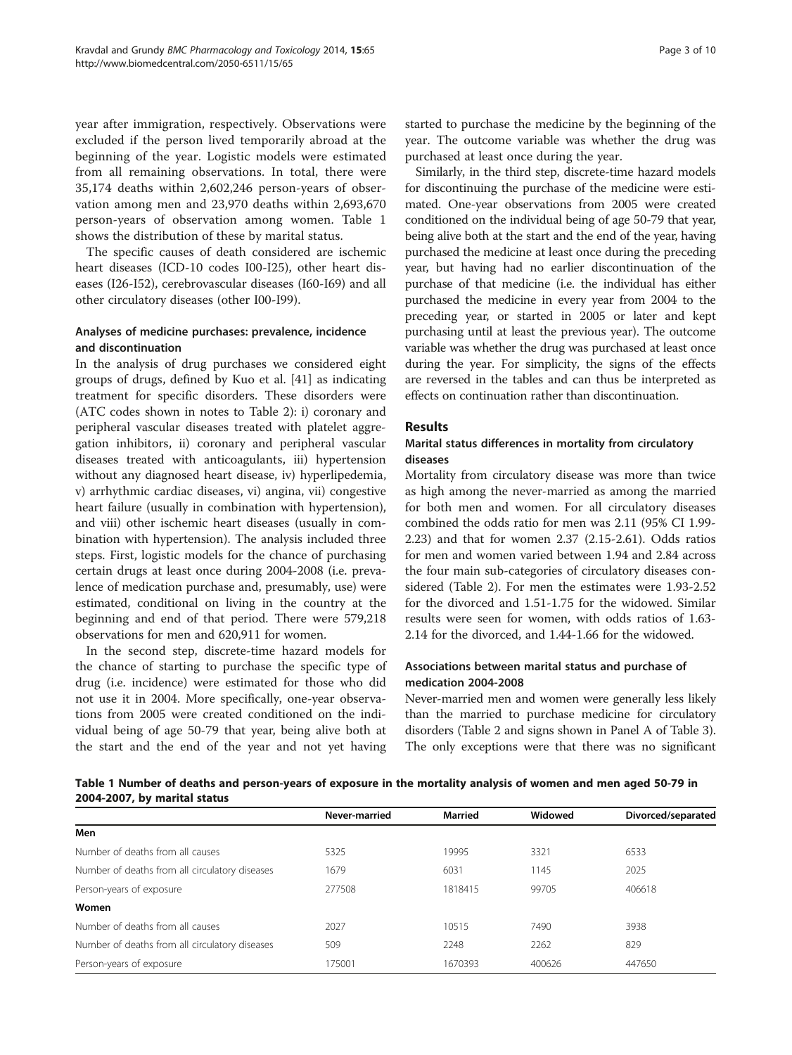year after immigration, respectively. Observations were excluded if the person lived temporarily abroad at the beginning of the year. Logistic models were estimated from all remaining observations. In total, there were 35,174 deaths within 2,602,246 person-years of observation among men and 23,970 deaths within 2,693,670 person-years of observation among women. Table 1 shows the distribution of these by marital status.

The specific causes of death considered are ischemic heart diseases (ICD-10 codes I00-I25), other heart diseases (I26-I52), cerebrovascular diseases (I60-I69) and all other circulatory diseases (other I00-I99).

### Analyses of medicine purchases: prevalence, incidence and discontinuation

In the analysis of drug purchases we considered eight groups of drugs, defined by Kuo et al. [41] as indicating treatment for specific disorders. These disorders were (ATC codes shown in notes to Table 2): i) coronary and peripheral vascular diseases treated with platelet aggregation inhibitors, ii) coronary and peripheral vascular diseases treated with anticoagulants, iii) hypertension without any diagnosed heart disease, iv) hyperlipedemia, v) arrhythmic cardiac diseases, vi) angina, vii) congestive heart failure (usually in combination with hypertension), and viii) other ischemic heart diseases (usually in combination with hypertension). The analysis included three steps. First, logistic models for the chance of purchasing certain drugs at least once during 2004-2008 (i.e. prevalence of medication purchase and, presumably, use) were estimated, conditional on living in the country at the beginning and end of that period. There were 579,218 observations for men and 620,911 for women.

In the second step, discrete-time hazard models for the chance of starting to purchase the specific type of drug (i.e. incidence) were estimated for those who did not use it in 2004. More specifically, one-year observations from 2005 were created conditioned on the individual being of age 50-79 that year, being alive both at the start and the end of the year and not yet having started to purchase the medicine by the beginning of the year. The outcome variable was whether the drug was purchased at least once during the year.

Similarly, in the third step, discrete-time hazard models for discontinuing the purchase of the medicine were estimated. One-year observations from 2005 were created conditioned on the individual being of age 50-79 that year, being alive both at the start and the end of the year, having purchased the medicine at least once during the preceding year, but having had no earlier discontinuation of the purchase of that medicine (i.e. the individual has either purchased the medicine in every year from 2004 to the preceding year, or started in 2005 or later and kept purchasing until at least the previous year). The outcome variable was whether the drug was purchased at least once during the year. For simplicity, the signs of the effects are reversed in the tables and can thus be interpreted as effects on continuation rather than discontinuation.

## Results

### Marital status differences in mortality from circulatory diseases

Mortality from circulatory disease was more than twice as high among the never-married as among the married for both men and women. For all circulatory diseases combined the odds ratio for men was 2.11 (95% CI 1.99-2.23) and that for women 2.37 (2.15-2.61). Odds ratios for men and women varied between 1.94 and 2.84 across the four main sub-categories of circulatory diseases considered (Table 2). For men the estimates were 1.93-2.52 for the divorced and 1.51-1.75 for the widowed. Similar results were seen for women, with odds ratios of 1.63-2.14 for the divorced, and 1.44-1.66 for the widowed.

### Associations between marital status and purchase of medication 2004-2008

Never-married men and women were generally less likely than the married to purchase medicine for circulatory disorders (Table 2 and signs shown in Panel A of Table 3). The only exceptions were that there was no significant

**Table 1 Number of deaths and person-years of exposure in the mortality analysis of women and men aged 50-79 in 2004-2007, by marital status**

| | Never-married | Married | Widowed | Divorced/separated |
|---|---|---|---|---|
| **Men** | | | | |
| Number of deaths from all causes | 5325 | 19995 | 3321 | 6533 |
| Number of deaths from all circulatory diseases | 1679 | 6031 | 1145 | 2025 |
| Person-years of exposure | 277508 | 1818415 | 99705 | 406618 |
| **Women** | | | | |
| Number of deaths from all causes | 2027 | 10515 | 7490 | 3938 |
| Number of deaths from all circulatory diseases | 509 | 2248 | 2262 | 829 |
| Person-years of exposure | 175001 | 1670393 | 400626 | 447650 |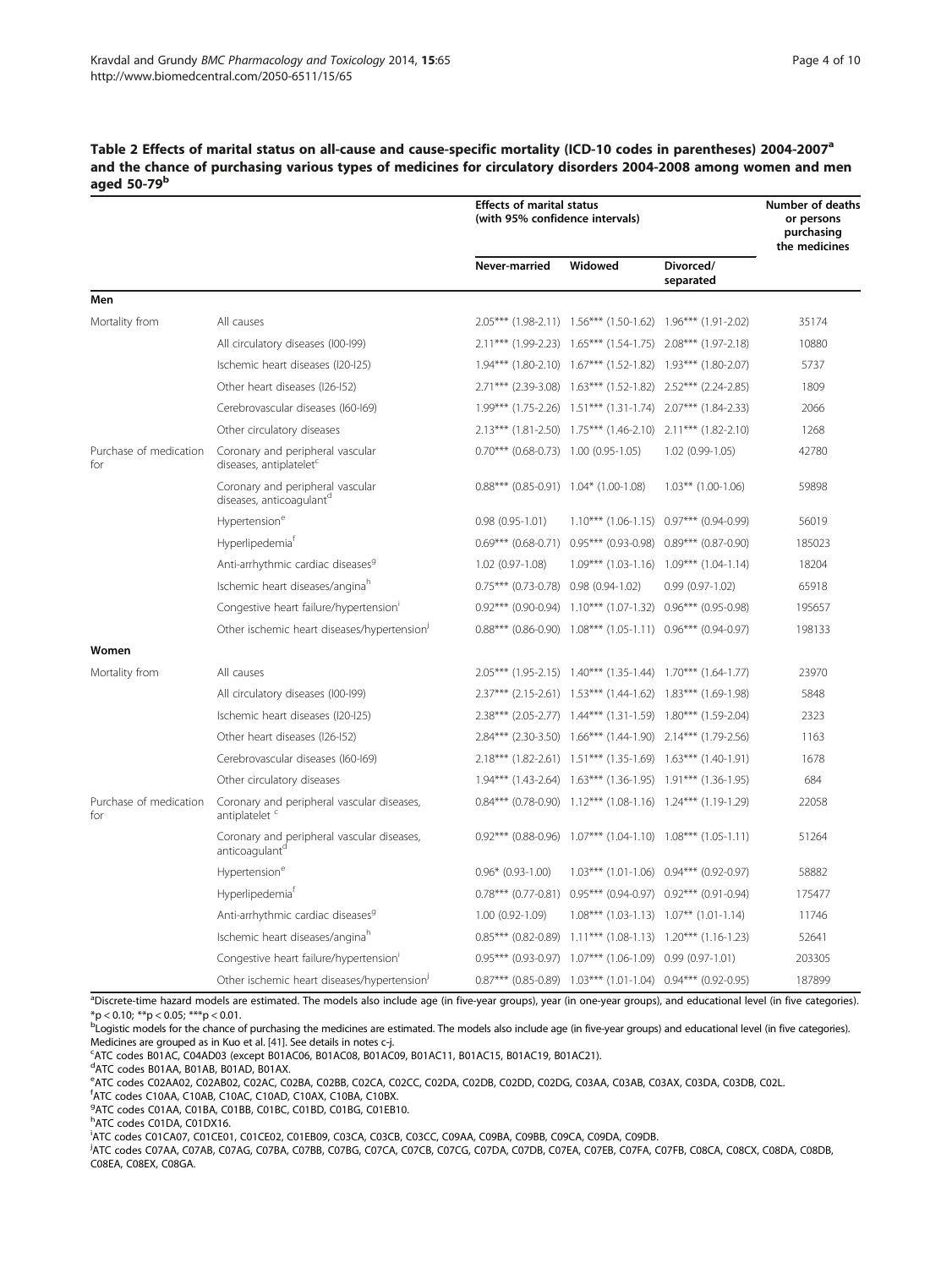**Table 2 Effects of marital status on all-cause and cause-specific mortality (ICD-10 codes in parentheses) 2004-2007[a] and the chance of purchasing various types of medicines for circulatory disorders 2004-2008 among women and men aged 50-79[b]**

| | | Effects of marital status (with 95% confidence intervals) | | | Number of deaths or persons purchasing the medicines |
|---|---|---|---|---|---|
| | | Never-married | Widowed | Divorced/ separated | |
| **Men** | | | | | |
| Mortality from | All causes | 2.05*** (1.98-2.11) | 1.56*** (1.50-1.62) | 1.96*** (1.91-2.02) | 35174 |
| | All circulatory diseases (I00-I99) | 2.11*** (1.99-2.23) | 1.65*** (1.54-1.75) | 2.08*** (1.97-2.18) | 10880 |
| | Ischemic heart diseases (I20-I25) | 1.94*** (1.80-2.10) | 1.67*** (1.52-1.82) | 1.93*** (1.80-2.07) | 5737 |
| | Other heart diseases (I26-I52) | 2.71*** (2.39-3.08) | 1.63*** (1.52-1.82) | 2.52*** (2.24-2.85) | 1809 |
| | Cerebrovascular diseases (I60-I69) | 1.99*** (1.75-2.26) | 1.51*** (1.31-1.74) | 2.07*** (1.84-2.33) | 2066 |
| | Other circulatory diseases | 2.13*** (1.81-2.50) | 1.75*** (1.46-2.10) | 2.11*** (1.82-2.10) | 1268 |
| Purchase of medication for | Coronary and peripheral vascular diseases, antiplatelet[c] | 0.70*** (0.68-0.73) | 1.00 (0.95-1.05) | 1.02 (0.99-1.05) | 42780 |
| | Coronary and peripheral vascular diseases, anticoagulant[d] | 0.88*** (0.85-0.91) | 1.04* (1.00-1.08) | 1.03** (1.00-1.06) | 59898 |
| | Hypertension[e] | 0.98 (0.95-1.01) | 1.10*** (1.06-1.15) | 0.97*** (0.94-0.99) | 56019 |
| | Hyperlipedemia[f] | 0.69*** (0.68-0.71) | 0.95*** (0.93-0.98) | 0.89*** (0.87-0.90) | 185023 |
| | Anti-arrhythmic cardiac diseases[g] | 1.02 (0.97-1.08) | 1.09*** (1.03-1.16) | 1.09*** (1.04-1.14) | 18204 |
| | Ischemic heart diseases/angina[h] | 0.75*** (0.73-0.78) | 0.98 (0.94-1.02) | 0.99 (0.97-1.02) | 65918 |
| | Congestive heart failure/hypertension[i] | 0.92*** (0.90-0.94) | 1.10*** (1.07-1.32) | 0.96*** (0.95-0.98) | 195657 |
| | Other ischemic heart diseases/hypertension[j] | 0.88*** (0.86-0.90) | 1.08*** (1.05-1.11) | 0.96*** (0.94-0.97) | 198133 |
| **Women** | | | | | |
| Mortality from | All causes | 2.05*** (1.95-2.15) | 1.40*** (1.35-1.44) | 1.70*** (1.64-1.77) | 23970 |
| | All circulatory diseases (I00-I99) | 2.37*** (2.15-2.61) | 1.53*** (1.44-1.62) | 1.83*** (1.69-1.98) | 5848 |
| | Ischemic heart diseases (I20-I25) | 2.38*** (2.05-2.77) | 1.44*** (1.31-1.59) | 1.80*** (1.59-2.04) | 2323 |
| | Other heart diseases (I26-I52) | 2.84*** (2.30-3.50) | 1.66*** (1.44-1.90) | 2.14*** (1.79-2.56) | 1163 |
| | Cerebrovascular diseases (I60-I69) | 2.18*** (1.82-2.61) | 1.51*** (1.35-1.69) | 1.63*** (1.40-1.91) | 1678 |
| | Other circulatory diseases | 1.94*** (1.43-2.64) | 1.63*** (1.36-1.95) | 1.91*** (1.36-1.95) | 684 |
| Purchase of medication for | Coronary and peripheral vascular diseases, antiplatelet[c] | 0.84*** (0.78-0.90) | 1.12*** (1.08-1.16) | 1.24*** (1.19-1.29) | 22058 |
| | Coronary and peripheral vascular diseases, anticoagulant[d] | 0.92*** (0.88-0.96) | 1.07*** (1.04-1.10) | 1.08*** (1.05-1.11) | 51264 |
| | Hypertension[e] | 0.96* (0.93-1.00) | 1.03*** (1.01-1.06) | 0.94*** (0.92-0.97) | 58882 |
| | Hyperlipedemia[f] | 0.78*** (0.77-0.81) | 0.95*** (0.94-0.97) | 0.92*** (0.91-0.94) | 175477 |
| | Anti-arrhythmic cardiac diseases[g] | 1.00 (0.92-1.09) | 1.08*** (1.03-1.13) | 1.07** (1.01-1.14) | 11746 |
| | Ischemic heart diseases/angina[h] | 0.85*** (0.82-0.89) | 1.11*** (1.08-1.13) | 1.20*** (1.16-1.23) | 52641 |
| | Congestive heart failure/hypertension[i] | 0.95*** (0.93-0.97) | 1.07*** (1.06-1.09) | 0.99 (0.97-1.01) | 203305 |
| | Other ischemic heart diseases/hypertension[j] | 0.87*** (0.85-0.89) | 1.03*** (1.01-1.04) | 0.94*** (0.92-0.95) | 187899 |

[a]Discrete-time hazard models are estimated. The models also include age (in five-year groups), year (in one-year groups), and educational level (in five categories). *p < 0.10; **p < 0.05; ***p < 0.01.
[b]Logistic models for the chance of purchasing the medicines are estimated. The models also include age (in five-year groups) and educational level (in five categories). Medicines are grouped as in Kuo et al. [41]. See details in notes c-j.
[c]ATC codes B01AC, C04AD03 (except B01AC06, B01AC08, B01AC09, B01AC11, B01AC15, B01AC19, B01AC21).
[d]ATC codes B01AA, B01AB, B01AD, B01AX.
[e]ATC codes C02AA02, C02AB02, C02AC, C02BA, C02BB, C02CA, C02CC, C02DA, C02DB, C02DD, C02DG, C03AA, C03AB, C03AX, C03DA, C03DB, C02L.
[f]ATC codes C10AA, C10AB, C10AC, C10AD, C10AX, C10BA, C10BX.
[g]ATC codes C01AA, C01BA, C01BB, C01BC, C01BD, C01BG, C01EB10.
[h]ATC codes C01DA, C01DX16.
[i]ATC codes C01CA07, C01CE01, C01CE02, C01EB09, C03CA, C03CB, C03CC, C09AA, C09BA, C09BB, C09CA, C09DA, C09DB.
[j]ATC codes C07AA, C07AB, C07AG, C07BA, C07BB, C07BG, C07CA, C07CB, C07CG, C07DA, C07DB, C07EA, C07EB, C07FA, C07FB, C08CA, C08CX, C08DA, C08DB, C08EA, C08EX, C08GA.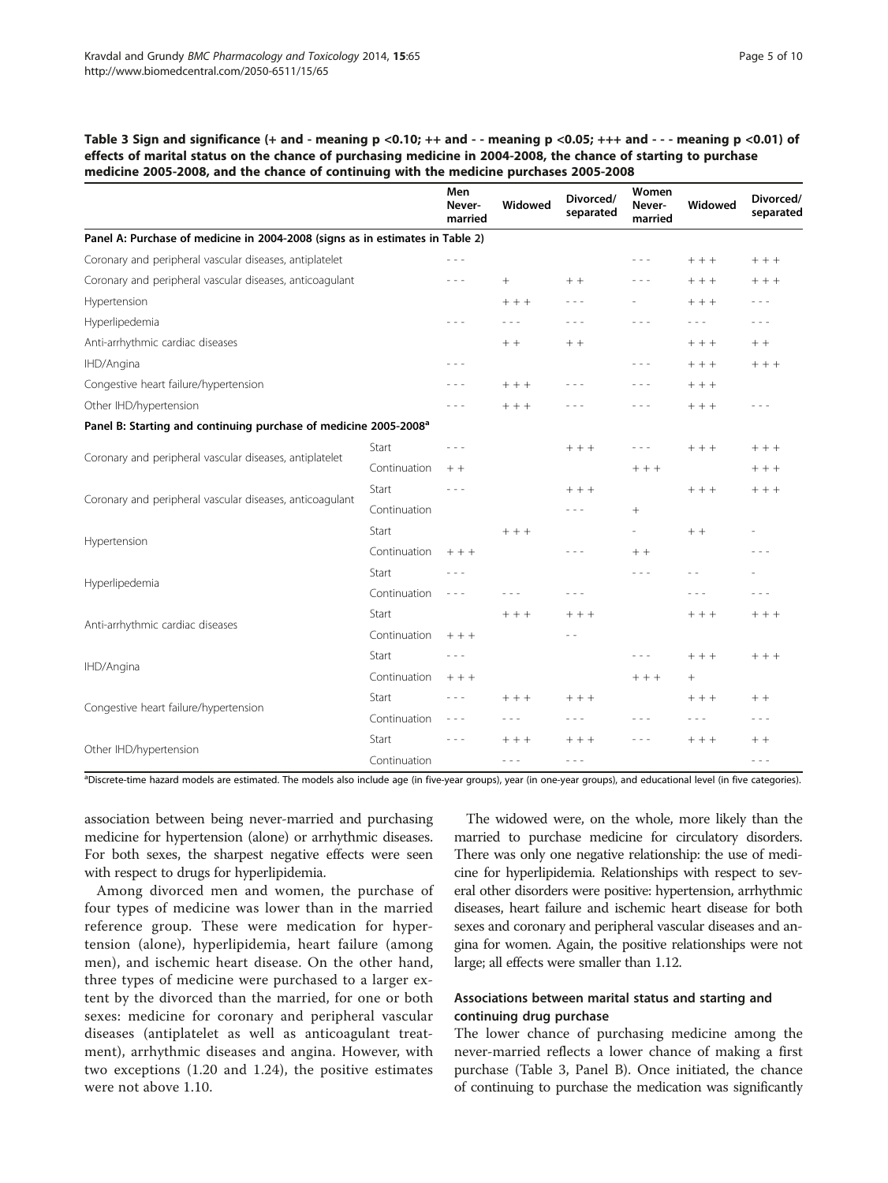**Table 3 Sign and significance (+ and - meaning p <0.10; ++ and - - meaning p <0.05; +++ and - - - meaning p <0.01) of effects of marital status on the chance of purchasing medicine in 2004-2008, the chance of starting to purchase medicine 2005-2008, and the chance of continuing with the medicine purchases 2005-2008**

| | | Men Never-married | Widowed | Divorced/separated | Women Never-married | Widowed | Divorced/separated |
|---|---|---|---|---|---|---|---|
| **Panel A: Purchase of medicine in 2004-2008 (signs as in estimates in Table 2)** | | | | | | | |
| Coronary and peripheral vascular diseases, antiplatelet | | - - - | | | - - - | + + + | + + + |
| Coronary and peripheral vascular diseases, anticoagulant | | - - - | + | + + | - - - | + + + | + + + |
| Hypertension | | | + + + | - - - | - | + + + | - - - |
| Hyperlipedemia | | - - - | - - - | - - - | - - - | - - - | - - - |
| Anti-arrhythmic cardiac diseases | | | + + | + + | | + + + | + + |
| IHD/Angina | | - - - | | | - - - | + + + | + + + |
| Congestive heart failure/hypertension | | - - - | + + + | - - - | - - - | + + + | |
| Other IHD/hypertension | | - - - | + + + | - - - | - - - | + + + | - - - |
| **Panel B: Starting and continuing purchase of medicine 2005-2008[a]** | | | | | | | |
| Coronary and peripheral vascular diseases, antiplatelet | Start | - - - | | + + + | - - - | + + + | + + + |
| | Continuation | + + | | | + + + | | + + + |
| Coronary and peripheral vascular diseases, anticoagulant | Start | - - - | | + + + | | + + + | + + + |
| | Continuation | | | - - - | + | | |
| Hypertension | Start | | + + + | | - | + + | - |
| | Continuation | + + + | | - - - | + + | | - - - |
| Hyperlipedemia | Start | - - - | | | - - - | - - | - |
| | Continuation | - - - | - - - | - - - | | - - - | - - - |
| Anti-arrhythmic cardiac diseases | Start | | + + + | + + + | | + + + | + + + |
| | Continuation | + + + | | - - | | | |
| IHD/Angina | Start | - - - | | | - - - | + + + | + + + |
| | Continuation | + + + | | | + + + | + | |
| Congestive heart failure/hypertension | Start | - - - | + + + | + + + | | + + + | + + |
| | Continuation | - - - | - - - | - - - | - - - | - - - | - - - |
| Other IHD/hypertension | Start | - - - | + + + | + + + | - - - | + + + | + + |
| | Continuation | | - - - | - - - | | | - - - |

[a]Discrete-time hazard models are estimated. The models also include age (in five-year groups), year (in one-year groups), and educational level (in five categories).

association between being never-married and purchasing medicine for hypertension (alone) or arrhythmic diseases. For both sexes, the sharpest negative effects were seen with respect to drugs for hyperlipidemia.

Among divorced men and women, the purchase of four types of medicine was lower than in the married reference group. These were medication for hypertension (alone), hyperlipidemia, heart failure (among men), and ischemic heart disease. On the other hand, three types of medicine were purchased to a larger extent by the divorced than the married, for one or both sexes: medicine for coronary and peripheral vascular diseases (antiplatelet as well as anticoagulant treatment), arrhythmic diseases and angina. However, with two exceptions (1.20 and 1.24), the positive estimates were not above 1.10.

The widowed were, on the whole, more likely than the married to purchase medicine for circulatory disorders. There was only one negative relationship: the use of medicine for hyperlipidemia. Relationships with respect to several other disorders were positive: hypertension, arrhythmic diseases, heart failure and ischemic heart disease for both sexes and coronary and peripheral vascular diseases and angina for women. Again, the positive relationships were not large; all effects were smaller than 1.12.

### Associations between marital status and starting and continuing drug purchase

The lower chance of purchasing medicine among the never-married reflects a lower chance of making a first purchase (Table 3, Panel B). Once initiated, the chance of continuing to purchase the medication was significantly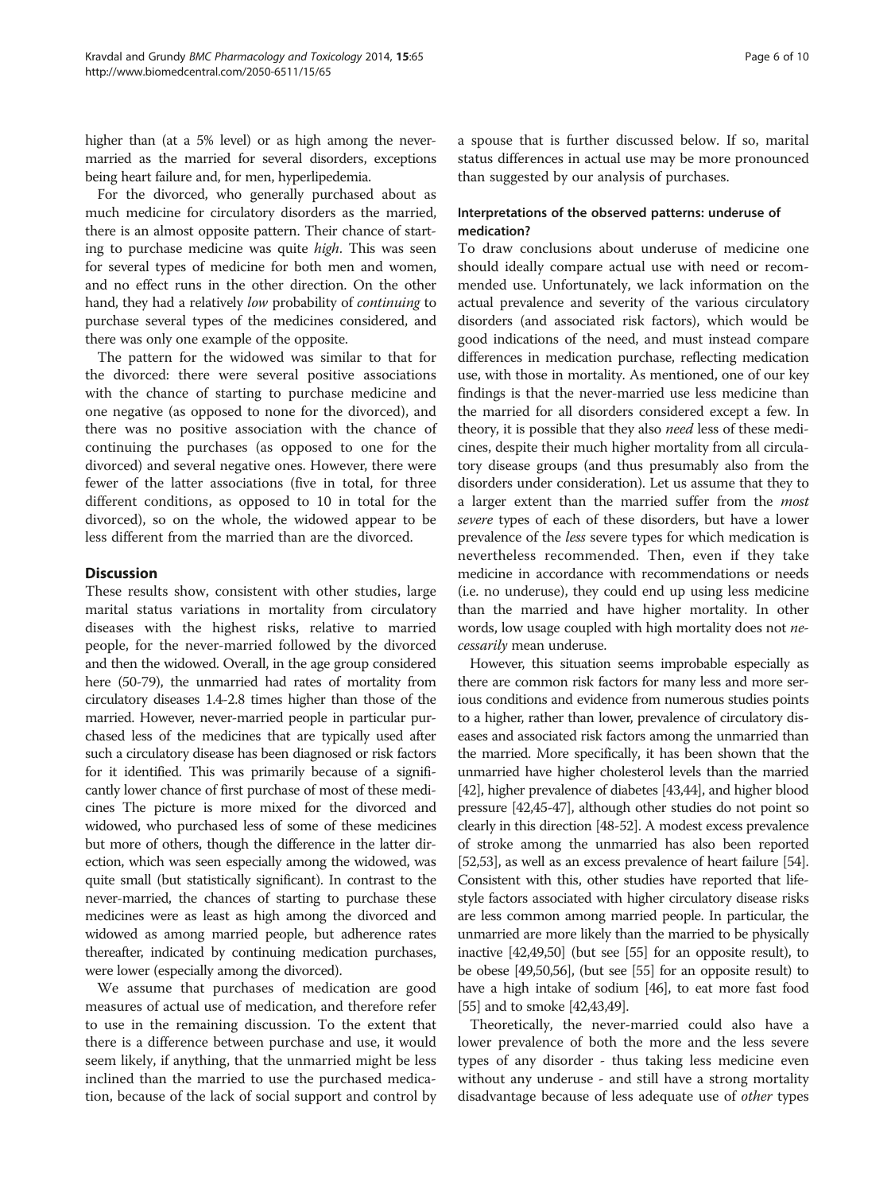higher than (at a 5% level) or as high among the never-married as the married for several disorders, exceptions being heart failure and, for men, hyperlipedemia.

For the divorced, who generally purchased about as much medicine for circulatory disorders as the married, there is an almost opposite pattern. Their chance of starting to purchase medicine was quite *high*. This was seen for several types of medicine for both men and women, and no effect runs in the other direction. On the other hand, they had a relatively *low* probability of *continuing* to purchase several types of the medicines considered, and there was only one example of the opposite.

The pattern for the widowed was similar to that for the divorced: there were several positive associations with the chance of starting to purchase medicine and one negative (as opposed to none for the divorced), and there was no positive association with the chance of continuing the purchases (as opposed to one for the divorced) and several negative ones. However, there were fewer of the latter associations (five in total, for three different conditions, as opposed to 10 in total for the divorced), so on the whole, the widowed appear to be less different from the married than are the divorced.

## Discussion

These results show, consistent with other studies, large marital status variations in mortality from circulatory diseases with the highest risks, relative to married people, for the never-married followed by the divorced and then the widowed. Overall, in the age group considered here (50-79), the unmarried had rates of mortality from circulatory diseases 1.4-2.8 times higher than those of the married. However, never-married people in particular purchased less of the medicines that are typically used after such a circulatory disease has been diagnosed or risk factors for it identified. This was primarily because of a significantly lower chance of first purchase of most of these medicines The picture is more mixed for the divorced and widowed, who purchased less of some of these medicines but more of others, though the difference in the latter direction, which was seen especially among the widowed, was quite small (but statistically significant). In contrast to the never-married, the chances of starting to purchase these medicines were as least as high among the divorced and widowed as among married people, but adherence rates thereafter, indicated by continuing medication purchases, were lower (especially among the divorced).

We assume that purchases of medication are good measures of actual use of medication, and therefore refer to use in the remaining discussion. To the extent that there is a difference between purchase and use, it would seem likely, if anything, that the unmarried might be less inclined than the married to use the purchased medication, because of the lack of social support and control by a spouse that is further discussed below. If so, marital status differences in actual use may be more pronounced than suggested by our analysis of purchases.

### Interpretations of the observed patterns: underuse of medication?

To draw conclusions about underuse of medicine one should ideally compare actual use with need or recommended use. Unfortunately, we lack information on the actual prevalence and severity of the various circulatory disorders (and associated risk factors), which would be good indications of the need, and must instead compare differences in medication purchase, reflecting medication use, with those in mortality. As mentioned, one of our key findings is that the never-married use less medicine than the married for all disorders considered except a few. In theory, it is possible that they also *need* less of these medicines, despite their much higher mortality from all circulatory disease groups (and thus presumably also from the disorders under consideration). Let us assume that they to a larger extent than the married suffer from the *most severe* types of each of these disorders, but have a lower prevalence of the *less* severe types for which medication is nevertheless recommended. Then, even if they take medicine in accordance with recommendations or needs (i.e. no underuse), they could end up using less medicine than the married and have higher mortality. In other words, low usage coupled with high mortality does not *necessarily* mean underuse.

However, this situation seems improbable especially as there are common risk factors for many less and more serious conditions and evidence from numerous studies points to a higher, rather than lower, prevalence of circulatory diseases and associated risk factors among the unmarried than the married. More specifically, it has been shown that the unmarried have higher cholesterol levels than the married [42], higher prevalence of diabetes [43,44], and higher blood pressure [42,45-47], although other studies do not point so clearly in this direction [48-52]. A modest excess prevalence of stroke among the unmarried has also been reported [52,53], as well as an excess prevalence of heart failure [54]. Consistent with this, other studies have reported that lifestyle factors associated with higher circulatory disease risks are less common among married people. In particular, the unmarried are more likely than the married to be physically inactive [42,49,50] (but see [55] for an opposite result), to be obese [49,50,56], (but see [55] for an opposite result) to have a high intake of sodium [46], to eat more fast food [55] and to smoke [42,43,49].

Theoretically, the never-married could also have a lower prevalence of both the more and the less severe types of any disorder - thus taking less medicine even without any underuse - and still have a strong mortality disadvantage because of less adequate use of *other* types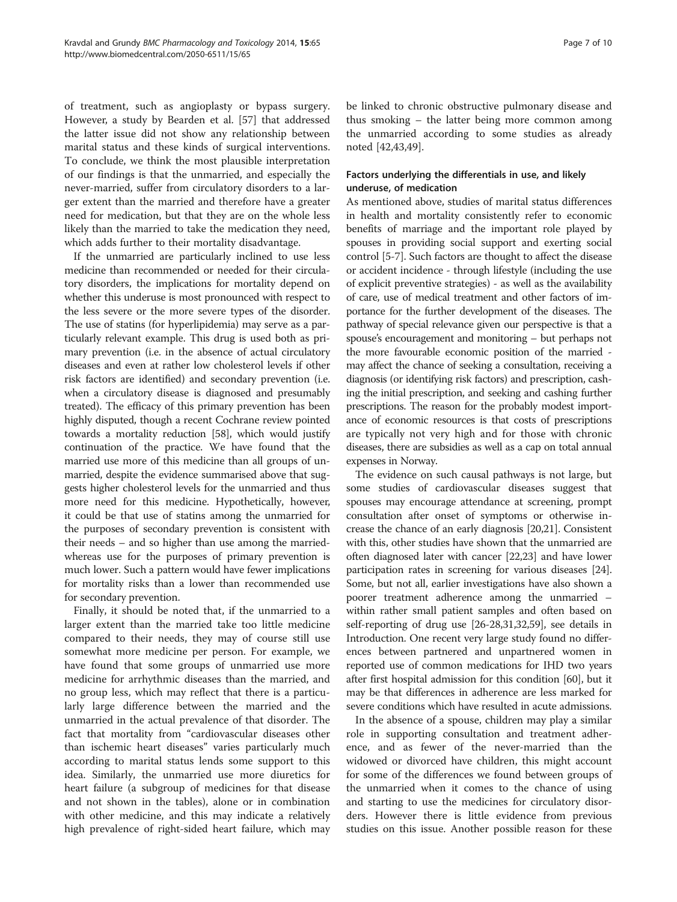of treatment, such as angioplasty or bypass surgery. However, a study by Bearden et al. [57] that addressed the latter issue did not show any relationship between marital status and these kinds of surgical interventions. To conclude, we think the most plausible interpretation of our findings is that the unmarried, and especially the never-married, suffer from circulatory disorders to a larger extent than the married and therefore have a greater need for medication, but that they are on the whole less likely than the married to take the medication they need, which adds further to their mortality disadvantage.

If the unmarried are particularly inclined to use less medicine than recommended or needed for their circulatory disorders, the implications for mortality depend on whether this underuse is most pronounced with respect to the less severe or the more severe types of the disorder. The use of statins (for hyperlipidemia) may serve as a particularly relevant example. This drug is used both as primary prevention (i.e. in the absence of actual circulatory diseases and even at rather low cholesterol levels if other risk factors are identified) and secondary prevention (i.e. when a circulatory disease is diagnosed and presumably treated). The efficacy of this primary prevention has been highly disputed, though a recent Cochrane review pointed towards a mortality reduction [58], which would justify continuation of the practice. We have found that the married use more of this medicine than all groups of unmarried, despite the evidence summarised above that suggests higher cholesterol levels for the unmarried and thus more need for this medicine. Hypothetically, however, it could be that use of statins among the unmarried for the purposes of secondary prevention is consistent with their needs – and so higher than use among the married-whereas use for the purposes of primary prevention is much lower. Such a pattern would have fewer implications for mortality risks than a lower than recommended use for secondary prevention.

Finally, it should be noted that, if the unmarried to a larger extent than the married take too little medicine compared to their needs, they may of course still use somewhat more medicine per person. For example, we have found that some groups of unmarried use more medicine for arrhythmic diseases than the married, and no group less, which may reflect that there is a particularly large difference between the married and the unmarried in the actual prevalence of that disorder. The fact that mortality from "cardiovascular diseases other than ischemic heart diseases" varies particularly much according to marital status lends some support to this idea. Similarly, the unmarried use more diuretics for heart failure (a subgroup of medicines for that disease and not shown in the tables), alone or in combination with other medicine, and this may indicate a relatively high prevalence of right-sided heart failure, which may be linked to chronic obstructive pulmonary disease and thus smoking – the latter being more common among the unmarried according to some studies as already noted [42,43,49].

### Factors underlying the differentials in use, and likely underuse, of medication

As mentioned above, studies of marital status differences in health and mortality consistently refer to economic benefits of marriage and the important role played by spouses in providing social support and exerting social control [5-7]. Such factors are thought to affect the disease or accident incidence - through lifestyle (including the use of explicit preventive strategies) - as well as the availability of care, use of medical treatment and other factors of importance for the further development of the diseases. The pathway of special relevance given our perspective is that a spouse's encouragement and monitoring – but perhaps not the more favourable economic position of the married - may affect the chance of seeking a consultation, receiving a diagnosis (or identifying risk factors) and prescription, cashing the initial prescription, and seeking and cashing further prescriptions. The reason for the probably modest importance of economic resources is that costs of prescriptions are typically not very high and for those with chronic diseases, there are subsidies as well as a cap on total annual expenses in Norway.

The evidence on such causal pathways is not large, but some studies of cardiovascular diseases suggest that spouses may encourage attendance at screening, prompt consultation after onset of symptoms or otherwise increase the chance of an early diagnosis [20,21]. Consistent with this, other studies have shown that the unmarried are often diagnosed later with cancer [22,23] and have lower participation rates in screening for various diseases [24]. Some, but not all, earlier investigations have also shown a poorer treatment adherence among the unmarried – within rather small patient samples and often based on self-reporting of drug use [26-28,31,32,59], see details in Introduction. One recent very large study found no differences between partnered and unpartnered women in reported use of common medications for IHD two years after first hospital admission for this condition [60], but it may be that differences in adherence are less marked for severe conditions which have resulted in acute admissions.

In the absence of a spouse, children may play a similar role in supporting consultation and treatment adherence, and as fewer of the never-married than the widowed or divorced have children, this might account for some of the differences we found between groups of the unmarried when it comes to the chance of using and starting to use the medicines for circulatory disorders. However there is little evidence from previous studies on this issue. Another possible reason for these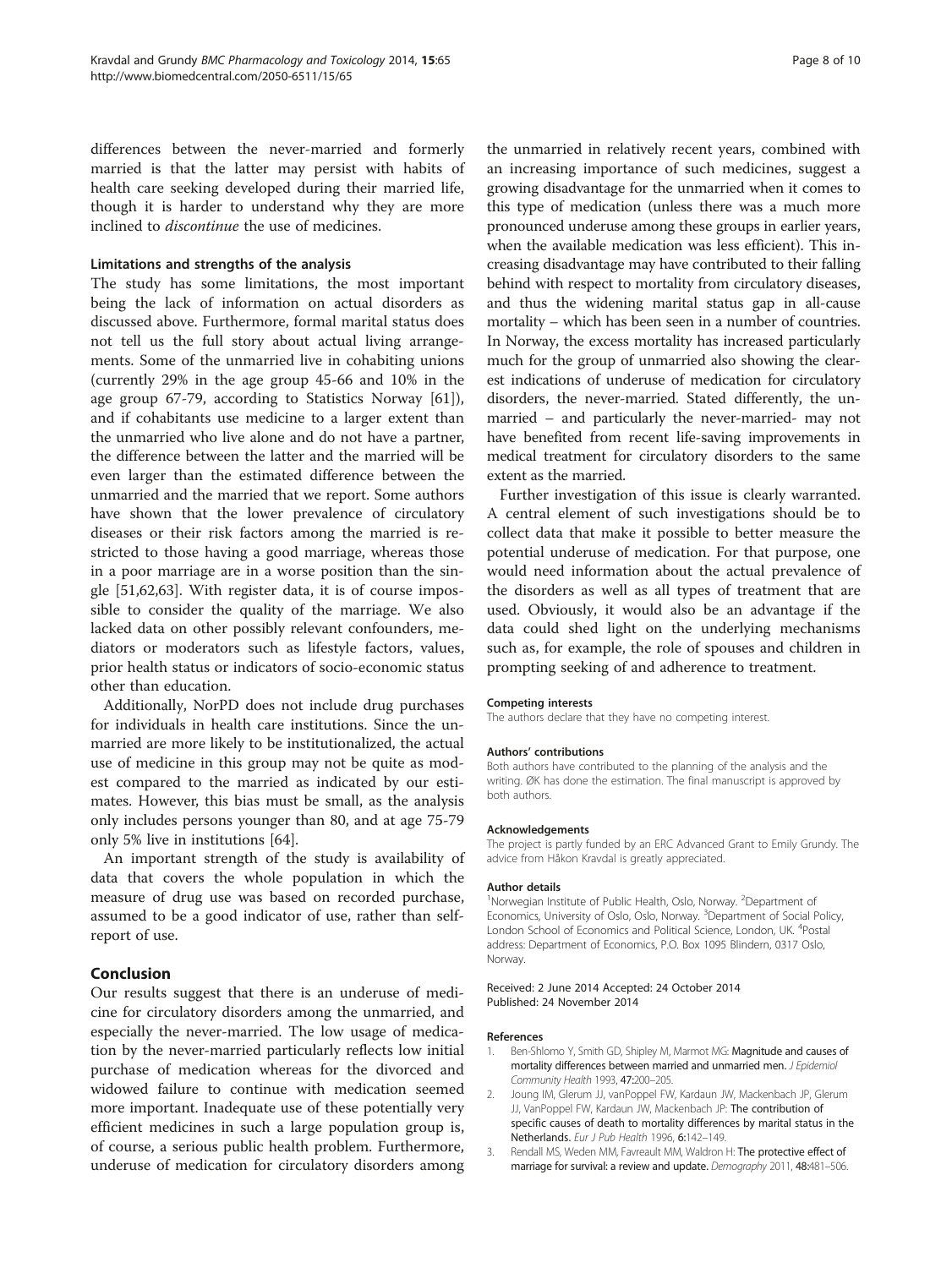differences between the never-married and formerly married is that the latter may persist with habits of health care seeking developed during their married life, though it is harder to understand why they are more inclined to *discontinue* the use of medicines.

#### Limitations and strengths of the analysis

The study has some limitations, the most important being the lack of information on actual disorders as discussed above. Furthermore, formal marital status does not tell us the full story about actual living arrangements. Some of the unmarried live in cohabiting unions (currently 29% in the age group 45-66 and 10% in the age group 67-79, according to Statistics Norway [61]), and if cohabitants use medicine to a larger extent than the unmarried who live alone and do not have a partner, the difference between the latter and the married will be even larger than the estimated difference between the unmarried and the married that we report. Some authors have shown that the lower prevalence of circulatory diseases or their risk factors among the married is restricted to those having a good marriage, whereas those in a poor marriage are in a worse position than the single [51,62,63]. With register data, it is of course impossible to consider the quality of the marriage. We also lacked data on other possibly relevant confounders, mediators or moderators such as lifestyle factors, values, prior health status or indicators of socio-economic status other than education.

Additionally, NorPD does not include drug purchases for individuals in health care institutions. Since the unmarried are more likely to be institutionalized, the actual use of medicine in this group may not be quite as modest compared to the married as indicated by our estimates. However, this bias must be small, as the analysis only includes persons younger than 80, and at age 75-79 only 5% live in institutions [64].

An important strength of the study is availability of data that covers the whole population in which the measure of drug use was based on recorded purchase, assumed to be a good indicator of use, rather than self-report of use.

## Conclusion

Our results suggest that there is an underuse of medicine for circulatory disorders among the unmarried, and especially the never-married. The low usage of medication by the never-married particularly reflects low initial purchase of medication whereas for the divorced and widowed failure to continue with medication seemed more important. Inadequate use of these potentially very efficient medicines in such a large population group is, of course, a serious public health problem. Furthermore, underuse of medication for circulatory disorders among the unmarried in relatively recent years, combined with an increasing importance of such medicines, suggest a growing disadvantage for the unmarried when it comes to this type of medication (unless there was a much more pronounced underuse among these groups in earlier years, when the available medication was less efficient). This increasing disadvantage may have contributed to their falling behind with respect to mortality from circulatory diseases, and thus the widening marital status gap in all-cause mortality – which has been seen in a number of countries. In Norway, the excess mortality has increased particularly much for the group of unmarried also showing the clearest indications of underuse of medication for circulatory disorders, the never-married. Stated differently, the unmarried – and particularly the never-married- may not have benefited from recent life-saving improvements in medical treatment for circulatory disorders to the same extent as the married.

Further investigation of this issue is clearly warranted. A central element of such investigations should be to collect data that make it possible to better measure the potential underuse of medication. For that purpose, one would need information about the actual prevalence of the disorders as well as all types of treatment that are used. Obviously, it would also be an advantage if the data could shed light on the underlying mechanisms such as, for example, the role of spouses and children in prompting seeking of and adherence to treatment.

#### Competing interests

The authors declare that they have no competing interest.

#### Authors' contributions

Both authors have contributed to the planning of the analysis and the writing. ØK has done the estimation. The final manuscript is approved by both authors.

#### Acknowledgements

The project is partly funded by an ERC Advanced Grant to Emily Grundy. The advice from Håkon Kravdal is greatly appreciated.

#### Author details

[1]Norwegian Institute of Public Health, Oslo, Norway. [2]Department of Economics, University of Oslo, Oslo, Norway. [3]Department of Social Policy, London School of Economics and Political Science, London, UK. [4]Postal address: Department of Economics, P.O. Box 1095 Blindern, 0317 Oslo, Norway.

Received: 2 June 2014 Accepted: 24 October 2014
Published: 24 November 2014

#### References

1. Ben-Shlomo Y, Smith GD, Shipley M, Marmot MG: **Magnitude and causes of mortality differences between married and unmarried men.** *J Epidemiol Community Health* 1993, **47:**200–205.
2. Joung IM, Glerum JJ, vanPoppel FW, Kardaun JW, Mackenbach JP, Glerum JJ, VanPoppel FW, Kardaun JW, Mackenbach JP: **The contribution of specific causes of death to mortality differences by marital status in the Netherlands.** *Eur J Pub Health* 1996, **6:**142–149.
3. Rendall MS, Weden MM, Favreault MM, Waldron H: **The protective effect of marriage for survival: a review and update.** *Demography* 2011, **48:**481–506.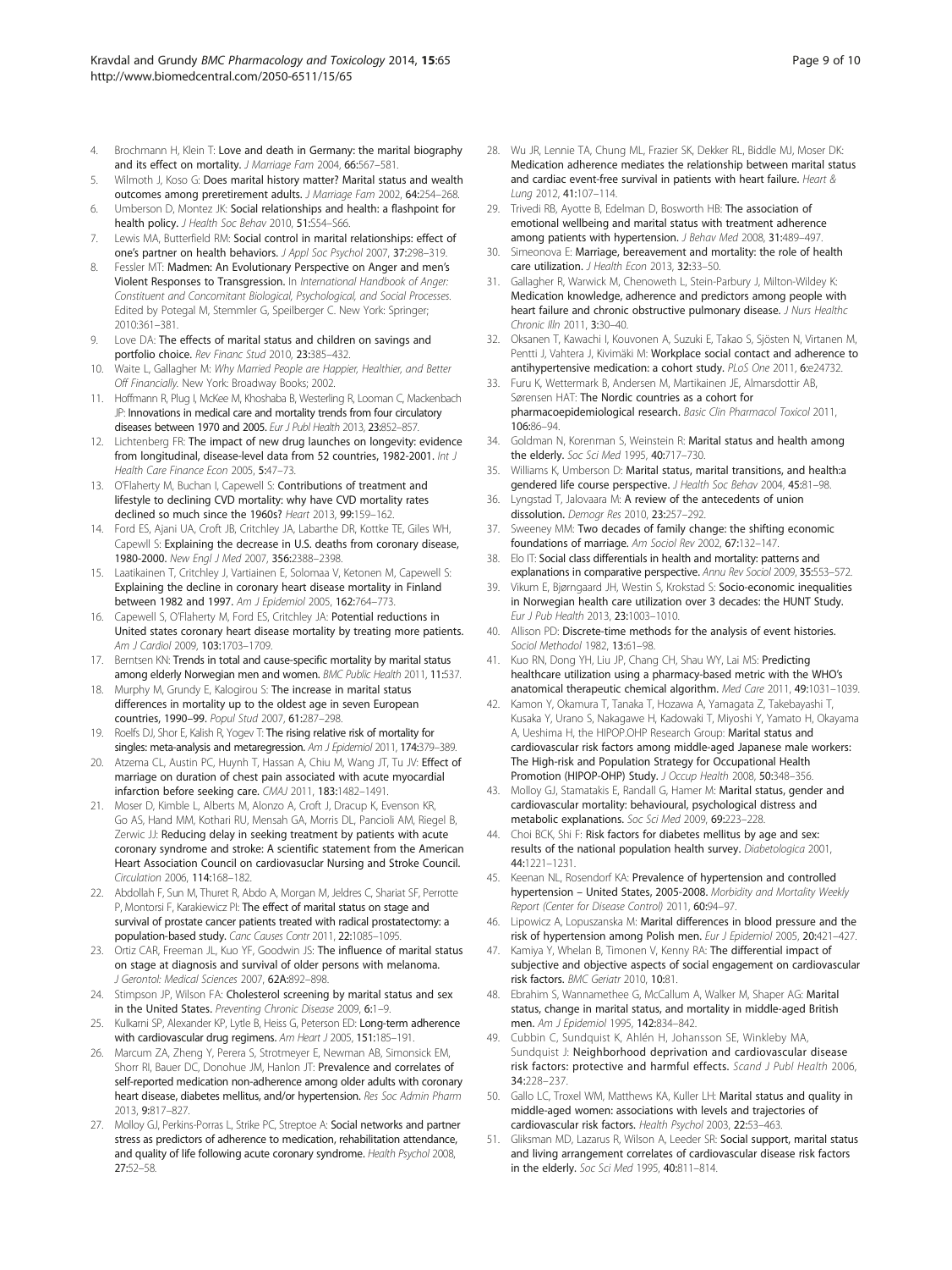4. Brochmann H, Klein T: **Love and death in Germany: the marital biography and its effect on mortality.** *J Marriage Fam* 2004, **66:**567–581.
5. Wilmoth J, Koso G: **Does marital history matter? Marital status and wealth outcomes among preretirement adults.** *J Marriage Fam* 2002, **64:**254–268.
6. Umberson D, Montez JK: **Social relationships and health: a flashpoint for health policy.** *J Health Soc Behav* 2010, **51:**S54–S66.
7. Lewis MA, Butterfield RM: **Social control in marital relationships: effect of one's partner on health behaviors.** *J Appl Soc Psychol* 2007, **37:**298–319.
8. Fessler MT: **Madmen: An Evolutionary Perspective on Anger and men's Violent Responses to Transgression.** In *International Handbook of Anger: Constituent and Concomitant Biological, Psychological, and Social Processes.* Edited by Potegal M, Stemmler G, Speilberger C. New York: Springer; 2010:361–381.
9. Love DA: **The effects of marital status and children on savings and portfolio choice.** *Rev Financ Stud* 2010, **23:**385–432.
10. Waite L, Gallagher M: *Why Married People are Happier, Healthier, and Better Off Financially.* New York: Broadway Books; 2002.
11. Hoffmann R, Plug I, McKee M, Khoshaba B, Westerling R, Looman C, Mackenbach JP: **Innovations in medical care and mortality trends from four circulatory diseases between 1970 and 2005.** *Eur J Publ Health* 2013, **23:**852–857.
12. Lichtenberg FR: **The impact of new drug launches on longevity: evidence from longitudinal, disease-level data from 52 countries, 1982-2001.** *Int J Health Care Finance Econ* 2005, **5:**47–73.
13. O'Flaherty M, Buchan I, Capewell S: **Contributions of treatment and lifestyle to declining CVD mortality: why have CVD mortality rates declined so much since the 1960s?** *Heart* 2013, **99:**159–162.
14. Ford ES, Ajani UA, Croft JB, Critchley JA, Labarthe DR, Kottke TE, Giles WH, Capewll S: **Explaining the decrease in U.S. deaths from coronary disease, 1980-2000.** *New Engl J Med* 2007, **356:**2388–2398.
15. Laatikainen T, Critchley J, Vartiainen E, Solomaa V, Ketonen M, Capewell S: **Explaining the decline in coronary heart disease mortality in Finland between 1982 and 1997.** *Am J Epidemiol* 2005, **162:**764–773.
16. Capewell S, O'Flaherty M, Ford ES, Critchley JA: **Potential reductions in United states coronary heart disease mortality by treating more patients.** *Am J Cardiol* 2009, **103:**1703–1709.
17. Berntsen KN: **Trends in total and cause-specific mortality by marital status among elderly Norwegian men and women.** *BMC Public Health* 2011, **11:**537.
18. Murphy M, Grundy E, Kalogirou S: **The increase in marital status differences in mortality up to the oldest age in seven European countries, 1990–99.** *Popul Stud* 2007, **61:**287–298.
19. Roelfs DJ, Shor E, Kalish R, Yogev T: **The rising relative risk of mortality for singles: meta-analysis and metaregression.** *Am J Epidemiol* 2011, **174:**379–389.
20. Atzema CL, Austin PC, Huynh T, Hassan A, Chiu M, Wang JT, Tu JV: **Effect of marriage on duration of chest pain associated with acute myocardial infarction before seeking care.** *CMAJ* 2011, **183:**1482–1491.
21. Moser D, Kimble L, Alberts M, Alonzo A, Croft J, Dracup K, Evenson KR, Go AS, Hand MM, Kothari RU, Mensah GA, Morris DL, Pancioli AM, Riegel B, Zerwic JJ: **Reducing delay in seeking treatment by patients with acute coronary syndrome and stroke: A scientific statement from the American Heart Association Council on cardiovasuclar Nursing and Stroke Council.** *Circulation* 2006, **114:**168–182.
22. Abdollah F, Sun M, Thuret R, Abdo A, Morgan M, Jeldres C, Shariat SF, Perrotte P, Montorsi F, Karakiewicz PI: **The effect of marital status on stage and survival of prostate cancer patients treated with radical prostatectomy: a population-based study.** *Canc Causes Contr* 2011, **22:**1085–1095.
23. Ortiz CAR, Freeman JL, Kuo YF, Goodwin JS: **The influence of marital status on stage at diagnosis and survival of older persons with melanoma.** *J Gerontol: Medical Sciences* 2007, **62A:**892–898.
24. Stimpson JP, Wilson FA: **Cholesterol screening by marital status and sex in the United States.** *Preventing Chronic Disease* 2009, **6:**1–9.
25. Kulkarni SP, Alexander KP, Lytle B, Heiss G, Peterson ED: **Long-term adherence with cardiovascular drug regimens.** *Am Heart J* 2005, **151:**185–191.
26. Marcum ZA, Zheng Y, Perera S, Strotmeyer E, Newman AB, Simonsick EM, Shorr RI, Bauer DC, Donohue JM, Hanlon JT: **Prevalence and correlates of self-reported medication non-adherence among older adults with coronary heart disease, diabetes mellitus, and/or hypertension.** *Res Soc Admin Pharm* 2013, **9:**817–827.
27. Molloy GJ, Perkins-Porras L, Strike PC, Streptoe A: **Social networks and partner stress as predictors of adherence to medication, rehabilitation attendance, and quality of life following acute coronary syndrome.** *Health Psychol* 2008, **27:**52–58.
28. Wu JR, Lennie TA, Chung ML, Frazier SK, Dekker RL, Biddle MJ, Moser DK: **Medication adherence mediates the relationship between marital status and cardiac event-free survival in patients with heart failure.** *Heart & Lung* 2012, **41:**107–114.
29. Trivedi RB, Ayotte B, Edelman D, Bosworth HB: **The association of emotional wellbeing and marital status with treatment adherence among patients with hypertension.** *J Behav Med* 2008, **31:**489–497.
30. Simeonova E: **Marriage, bereavement and mortality: the role of health care utilization.** *J Health Econ* 2013, **32:**33–50.
31. Gallagher R, Warwick M, Chenoweth L, Stein-Parbury J, Milton-Wildey K: **Medication knowledge, adherence and predictors among people with heart failure and chronic obstructive pulmonary disease.** *J Nurs Healthc Chronic Illn* 2011, **3:**30–40.
32. Oksanen T, Kawachi I, Kouvonen A, Suzuki E, Takao S, Sjösten N, Virtanen M, Pentti J, Vahtera J, Kivimäki M: **Workplace social contact and adherence to antihypertensive medication: a cohort study.** *PLoS One* 2011, **6:**e24732.
33. Furu K, Wettermark B, Andersen M, Martikainen JE, Almarsdottir AB, Sørensen HAT: **The Nordic countries as a cohort for pharmacoepidemiological research.** *Basic Clin Pharmacol Toxicol* 2011, **106:**86–94.
34. Goldman N, Korenman S, Weinstein R: **Marital status and health among the elderly.** *Soc Sci Med* 1995, **40:**717–730.
35. Williams K, Umberson D: **Marital status, marital transitions, and health:a gendered life course perspective.** *J Health Soc Behav* 2004, **45:**81–98.
36. Lyngstad T, Jalovaara M: **A review of the antecedents of union dissolution.** *Demogr Res* 2010, **23:**257–292.
37. Sweeney MM: **Two decades of family change: the shifting economic foundations of marriage.** *Am Sociol Rev* 2002, **67:**132–147.
38. Elo IT: **Social class differentials in health and mortality: patterns and explanations in comparative perspective.** *Annu Rev Sociol* 2009, **35:**553–572.
39. Vikum E, Bjørngaard JH, Westin S, Krokstad S: **Socio-economic inequalities in Norwegian health care utilization over 3 decades: the HUNT Study.** *Eur J Pub Health* 2013, **23:**1003–1010.
40. Allison PD: **Discrete-time methods for the analysis of event histories.** *Sociol Methodol* 1982, **13:**61–98.
41. Kuo RN, Dong YH, Liu JP, Chang CH, Shau WY, Lai MS: **Predicting healthcare utilization using a pharmacy-based metric with the WHO's anatomical therapeutic chemical algorithm.** *Med Care* 2011, **49:**1031–1039.
42. Kamon Y, Okamura T, Tanaka T, Hozawa A, Yamagata Z, Takebayashi T, Kusaka Y, Urano S, Nakagawe H, Kadowaki T, Miyoshi Y, Yamato H, Okayama A, Ueshima H, the HIPOP.OHP Research Group: **Marital status and cardiovascular risk factors among middle-aged Japanese male workers: The High-risk and Population Strategy for Occupational Health Promotion (HIPOP-OHP) Study.** *J Occup Health* 2008, **50:**348–356.
43. Molloy GJ, Stamatakis E, Randall G, Hamer M: **Marital status, gender and cardiovascular mortality: behavioural, psychological distress and metabolic explanations.** *Soc Sci Med* 2009, **69:**223–228.
44. Choi BCK, Shi F: **Risk factors for diabetes mellitus by age and sex: results of the national population health survey.** *Diabetologica* 2001, **44:**1221–1231.
45. Keenan NL, Rosendorf KA: **Prevalence of hypertension and controlled hypertension – United States, 2005-2008.** *Morbidity and Mortality Weekly Report (Center for Disease Control)* 2011, **60:**94–97.
46. Lipowicz A, Lopuszanska M: **Marital differences in blood pressure and the risk of hypertension among Polish men.** *Eur J Epidemiol* 2005, **20:**421–427.
47. Kamiya Y, Whelan B, Timonen V, Kenny RA: **The differential impact of subjective and objective aspects of social engagement on cardiovascular risk factors.** *BMC Geriatr* 2010, **10:**81.
48. Ebrahim S, Wannamethee G, McCallum A, Walker M, Shaper AG: **Marital status, change in marital status, and mortality in middle-aged British men.** *Am J Epidemiol* 1995, **142:**834–842.
49. Cubbin C, Sundquist K, Ahlén H, Johansson SE, Winkleby MA, Sundquist J: **Neighborhood deprivation and cardiovascular disease risk factors: protective and harmful effects.** *Scand J Publ Health* 2006, **34:**228–237.
50. Gallo LC, Troxel WM, Matthews KA, Kuller LH: **Marital status and quality in middle-aged women: associations with levels and trajectories of cardiovascular risk factors.** *Health Psychol* 2003, **22:**53–463.
51. Gliksman MD, Lazarus R, Wilson A, Leeder SR: **Social support, marital status and living arrangement correlates of cardiovascular disease risk factors in the elderly.** *Soc Sci Med* 1995, **40:**811–814.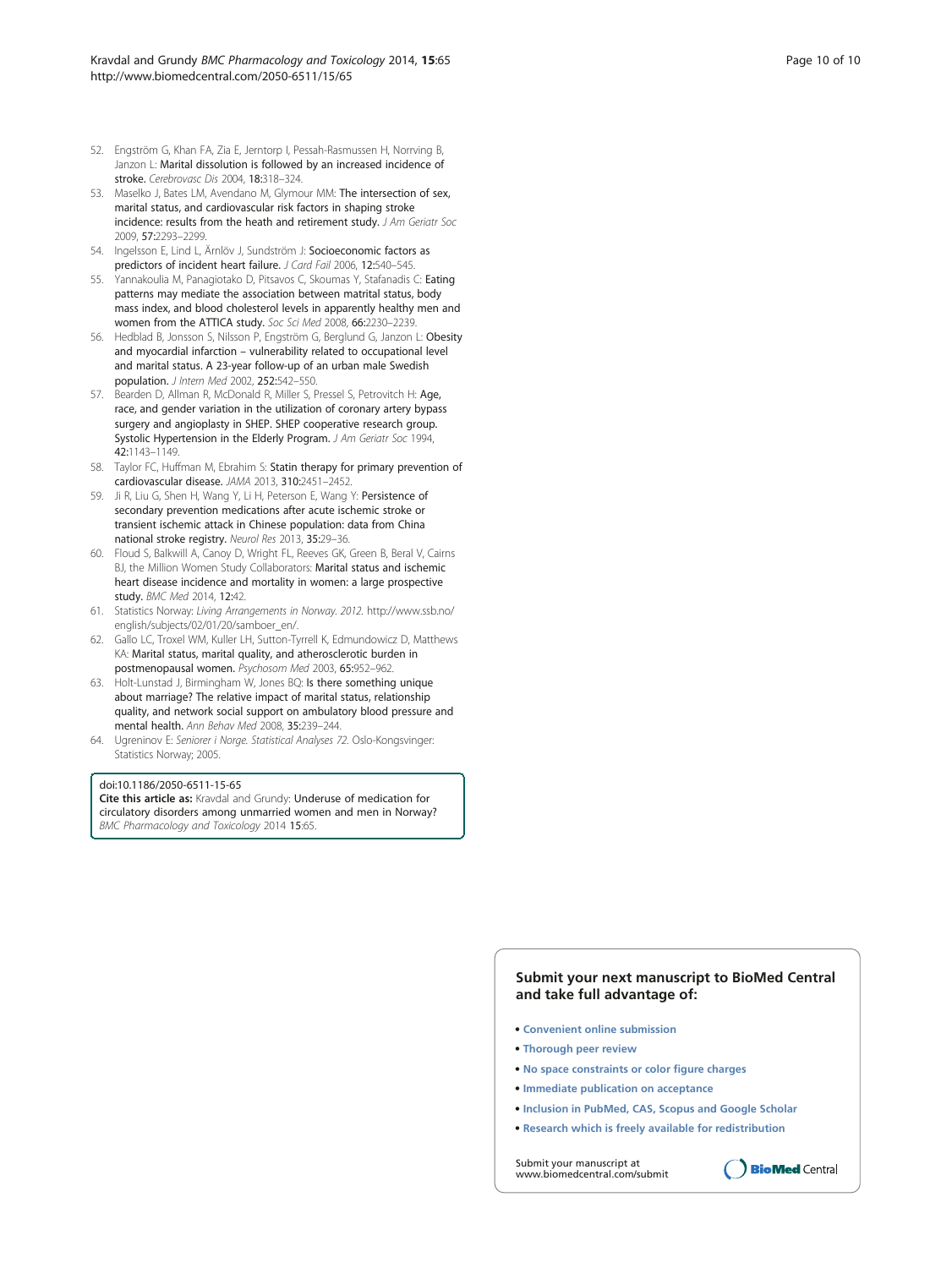52. Engström G, Khan FA, Zia E, Jerntorp I, Pessah-Rasmussen H, Norrving B, Janzon L: **Marital dissolution is followed by an increased incidence of stroke.** *Cerebrovasc Dis* 2004, **18:**318–324.
53. Maselko J, Bates LM, Avendano M, Glymour MM: **The intersection of sex, marital status, and cardiovascular risk factors in shaping stroke incidence: results from the heath and retirement study.** *J Am Geriatr Soc* 2009, **57:**2293–2299.
54. Ingelsson E, Lind L, Ärnlöv J, Sundström J: **Socioeconomic factors as predictors of incident heart failure.** *J Card Fail* 2006, **12:**540–545.
55. Yannakoulia M, Panagiotako D, Pitsavos C, Skoumas Y, Stafanadis C: **Eating patterns may mediate the association between matrital status, body mass index, and blood cholesterol levels in apparently healthy men and women from the ATTICA study.** *Soc Sci Med* 2008, **66:**2230–2239.
56. Hedblad B, Jonsson S, Nilsson P, Engström G, Berglund G, Janzon L: **Obesity and myocardial infarction – vulnerability related to occupational level and marital status. A 23-year follow-up of an urban male Swedish population.** *J Intern Med* 2002, **252:**542–550.
57. Bearden D, Allman R, McDonald R, Miller S, Pressel S, Petrovitch H: **Age, race, and gender variation in the utilization of coronary artery bypass surgery and angioplasty in SHEP. SHEP cooperative research group. Systolic Hypertension in the Elderly Program.** *J Am Geriatr Soc* 1994, **42:**1143–1149.
58. Taylor FC, Huffman M, Ebrahim S: **Statin therapy for primary prevention of cardiovascular disease.** *JAMA* 2013, **310:**2451–2452.
59. Ji R, Liu G, Shen H, Wang Y, Li H, Peterson E, Wang Y: **Persistence of secondary prevention medications after acute ischemic stroke or transient ischemic attack in Chinese population: data from China national stroke registry.** *Neurol Res* 2013, **35:**29–36.
60. Floud S, Balkwill A, Canoy D, Wright FL, Reeves GK, Green B, Beral V, Cairns BJ, the Million Women Study Collaborators: **Marital status and ischemic heart disease incidence and mortality in women: a large prospective study.** *BMC Med* 2014, **12:**42.
61. Statistics Norway: *Living Arrangements in Norway. 2012.* http://www.ssb.no/english/subjects/02/01/20/samboer_en/.
62. Gallo LC, Troxel WM, Kuller LH, Sutton-Tyrrell K, Edmundowicz D, Matthews KA: **Marital status, marital quality, and atherosclerotic burden in postmenopausal women.** *Psychosom Med* 2003, **65:**952–962.
63. Holt-Lunstad J, Birmingham W, Jones BQ: **Is there something unique about marriage? The relative impact of marital status, relationship quality, and network social support on ambulatory blood pressure and mental health.** *Ann Behav Med* 2008, **35:**239–244.
64. Ugreninov E: *Seniorer i Norge. Statistical Analyses 72.* Oslo-Kongsvinger: Statistics Norway; 2005.

doi:10.1186/2050-6511-15-65
**Cite this article as:** Kravdal and Grundy: Underuse of medication for circulatory disorders among unmarried women and men in Norway? *BMC Pharmacology and Toxicology* 2014 **15**:65.

**Submit your next manuscript to BioMed Central and take full advantage of:**

- **Convenient online submission**
- **Thorough peer review**
- **No space constraints or color figure charges**
- **Immediate publication on acceptance**
- **Inclusion in PubMed, CAS, Scopus and Google Scholar**
- **Research which is freely available for redistribution**

Submit your manuscript at
www.biomedcentral.com/submit